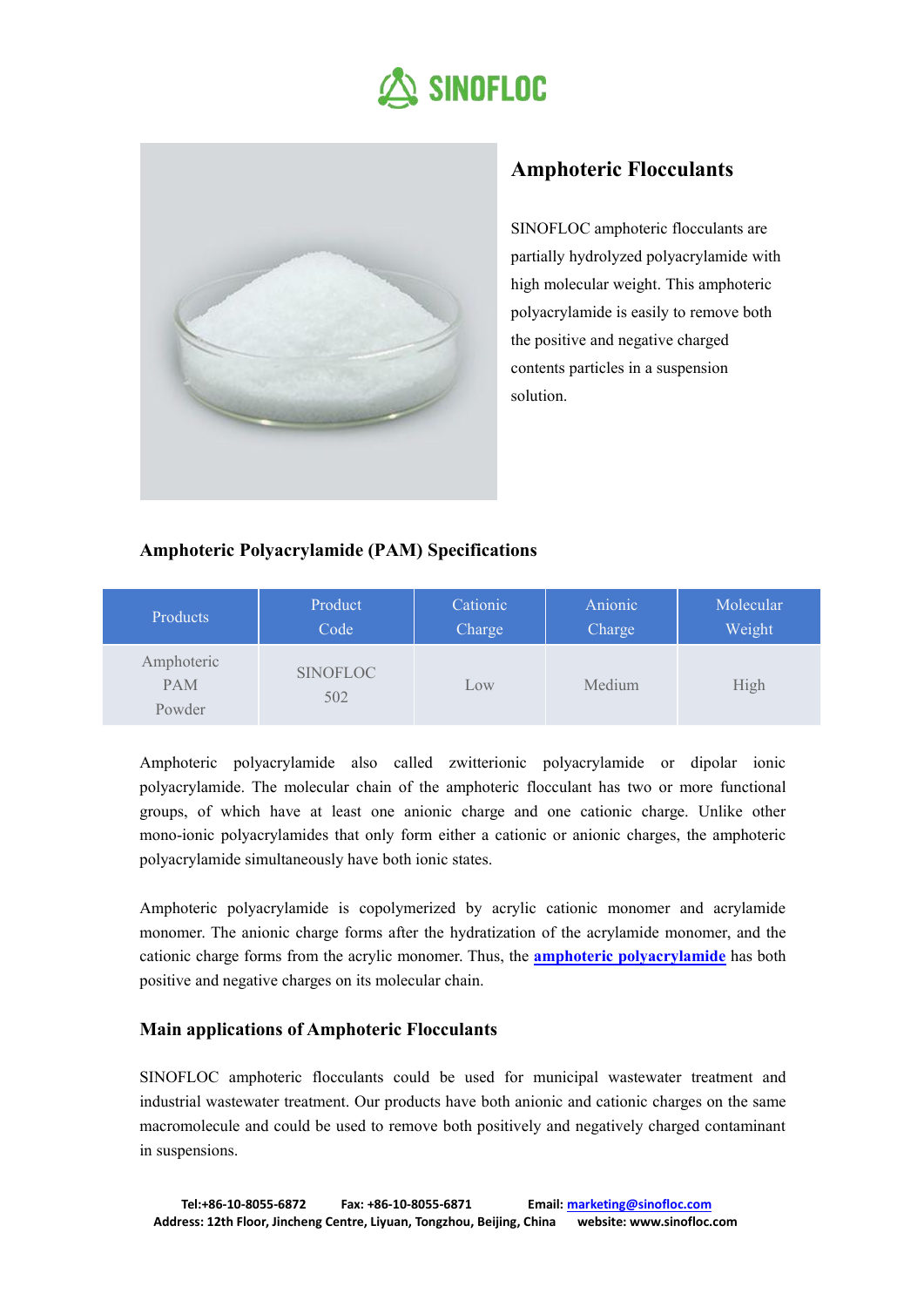# Amphoteric Flocculants

SINOFLOC amphoteric flocculants are partially hydrolyzed polyacrylamide with high molecular weight. This amphoteric polyacrylamide is easily to remove both the positive and negative charged contents particles in a suspension solution.

## Amphoteric Polyacrylamide (PAM) Specifications

| Products | Product Code | Cationic Charge | Anionic Charge | Molecular Weight |
|---|---|---|---|---|
| Amphoteric PAM Powder | SINOFLOC 502 | Low | Medium | High |

Amphoteric polyacrylamide also called zwitterionic polyacrylamide or dipolar ionic polyacrylamide. The molecular chain of the amphoteric flocculant has two or more functional groups, of which have at least one anionic charge and one cationic charge. Unlike other mono-ionic polyacrylamides that only form either a cationic or anionic charges, the amphoteric polyacrylamide simultaneously have both ionic states.

Amphoteric polyacrylamide is copolymerized by acrylic cationic monomer and acrylamide monomer. The anionic charge forms after the hydratization of the acrylamide monomer, and the cationic charge forms from the acrylic monomer. Thus, the **amphoteric polyacrylamide** has both positive and negative charges on its molecular chain.

## Main applications of Amphoteric Flocculants

SINOFLOC amphoteric flocculants could be used for municipal wastewater treatment and industrial wastewater treatment. Our products have both anionic and cationic charges on the same macromolecule and could be used to remove both positively and negatively charged contaminant in suspensions.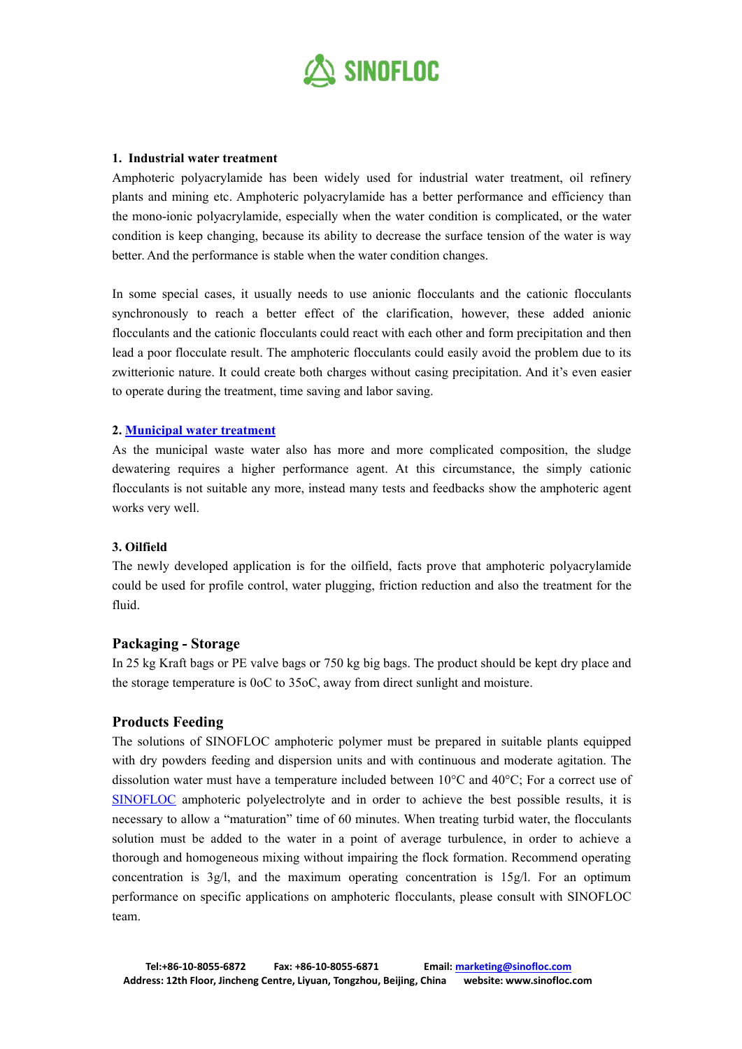**1. Industrial water treatment**

Amphoteric polyacrylamide has been widely used for industrial water treatment, oil refinery plants and mining etc. Amphoteric polyacrylamide has a better performance and efficiency than the mono-ionic polyacrylamide, especially when the water condition is complicated, or the water condition is keep changing, because its ability to decrease the surface tension of the water is way better. And the performance is stable when the water condition changes.

In some special cases, it usually needs to use anionic flocculants and the cationic flocculants synchronously to reach a better effect of the clarification, however, these added anionic flocculants and the cationic flocculants could react with each other and form precipitation and then lead a poor flocculate result. The amphoteric flocculants could easily avoid the problem due to its zwitterionic nature. It could create both charges without casing precipitation. And it's even easier to operate during the treatment, time saving and labor saving.

**2. Municipal water treatment**

As the municipal waste water also has more and more complicated composition, the sludge dewatering requires a higher performance agent. At this circumstance, the simply cationic flocculants is not suitable any more, instead many tests and feedbacks show the amphoteric agent works very well.

**3. Oilfield**

The newly developed application is for the oilfield, facts prove that amphoteric polyacrylamide could be used for profile control, water plugging, friction reduction and also the treatment for the fluid.

## Packaging - Storage

In 25 kg Kraft bags or PE valve bags or 750 kg big bags. The product should be kept dry place and the storage temperature is 0oC to 35oC, away from direct sunlight and moisture.

## Products Feeding

The solutions of SINOFLOC amphoteric polymer must be prepared in suitable plants equipped with dry powders feeding and dispersion units and with continuous and moderate agitation. The dissolution water must have a temperature included between 10°C and 40°C; For a correct use of SINOFLOC amphoteric polyelectrolyte and in order to achieve the best possible results, it is necessary to allow a "maturation" time of 60 minutes. When treating turbid water, the flocculants solution must be added to the water in a point of average turbulence, in order to achieve a thorough and homogeneous mixing without impairing the flock formation. Recommend operating concentration is 3g/l, and the maximum operating concentration is 15g/l. For an optimum performance on specific applications on amphoteric flocculants, please consult with SINOFLOC team.